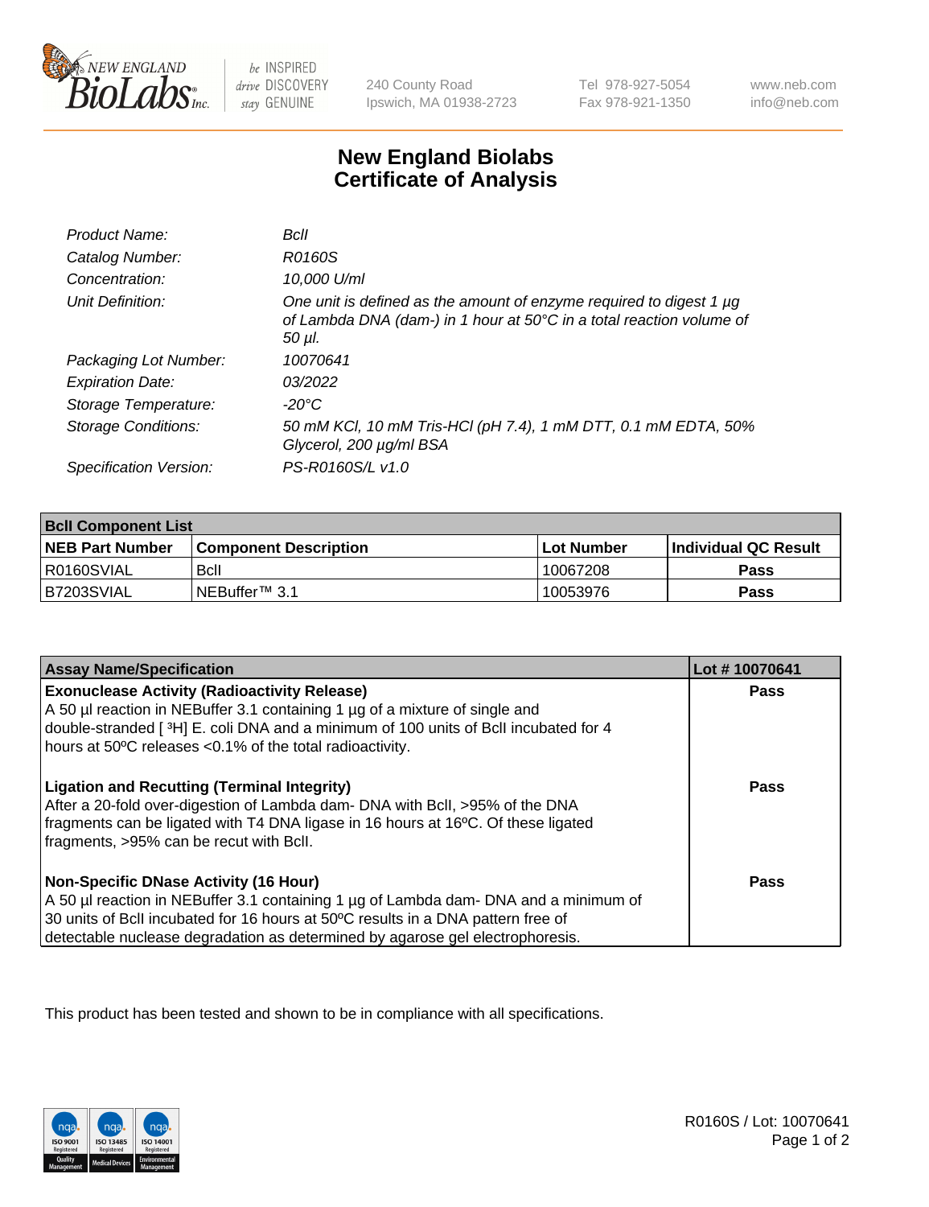# New England Biolabs Certificate of Analysis

| | |
|---|---|
| *Product Name:* | *BclI* |
| *Catalog Number:* | *R0160S* |
| *Concentration:* | *10,000 U/ml* |
| *Unit Definition:* | *One unit is defined as the amount of enzyme required to digest 1 µg of Lambda DNA (dam-) in 1 hour at 50°C in a total reaction volume of 50 µl.* |
| *Packaging Lot Number:* | *10070641* |
| *Expiration Date:* | *03/2022* |
| *Storage Temperature:* | *-20°C* |
| *Storage Conditions:* | *50 mM KCl, 10 mM Tris-HCl (pH 7.4), 1 mM DTT, 0.1 mM EDTA, 50% Glycerol, 200 µg/ml BSA* |
| *Specification Version:* | *PS-R0160S/L v1.0* |

**BclI Component List**

| NEB Part Number | Component Description | Lot Number | Individual QC Result |
|---|---|---|---|
| R0160SVIAL | BclI | 10067208 | Pass |
| B7203SVIAL | NEBuffer™ 3.1 | 10053976 | Pass |

| Assay Name/Specification | Lot # 10070641 |
|---|---|
| **Exonuclease Activity (Radioactivity Release)**<br>A 50 µl reaction in NEBuffer 3.1 containing 1 µg of a mixture of single and double-stranded [ $^3$H] E. coli DNA and a minimum of 100 units of BclI incubated for 4 hours at 50ºC releases <0.1% of the total radioactivity. | Pass |
| **Ligation and Recutting (Terminal Integrity)**<br>After a 20-fold over-digestion of Lambda dam- DNA with BclI, >95% of the DNA fragments can be ligated with T4 DNA ligase in 16 hours at 16ºC. Of these ligated fragments, >95% can be recut with BclI. | Pass |
| **Non-Specific DNase Activity (16 Hour)**<br>A 50 µl reaction in NEBuffer 3.1 containing 1 µg of Lambda dam- DNA and a minimum of 30 units of BclI incubated for 16 hours at 50ºC results in a DNA pattern free of detectable nuclease degradation as determined by agarose gel electrophoresis. | Pass |

This product has been tested and shown to be in compliance with all specifications.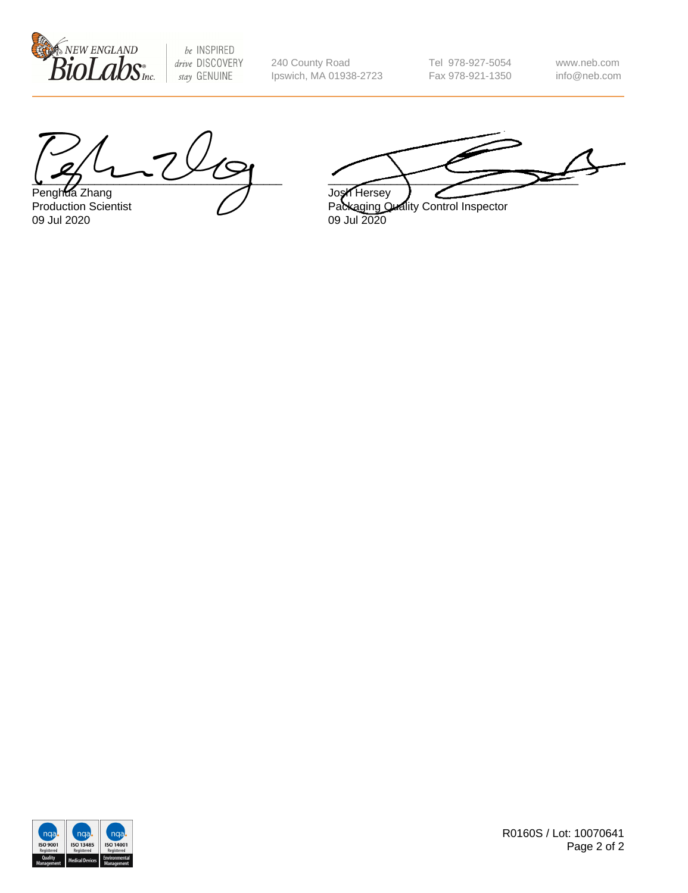Penghua Zhang
Production Scientist
09 Jul 2020

Josh Hersey
Packaging Quality Control Inspector
09 Jul 2020

R0160S / Lot: 10070641